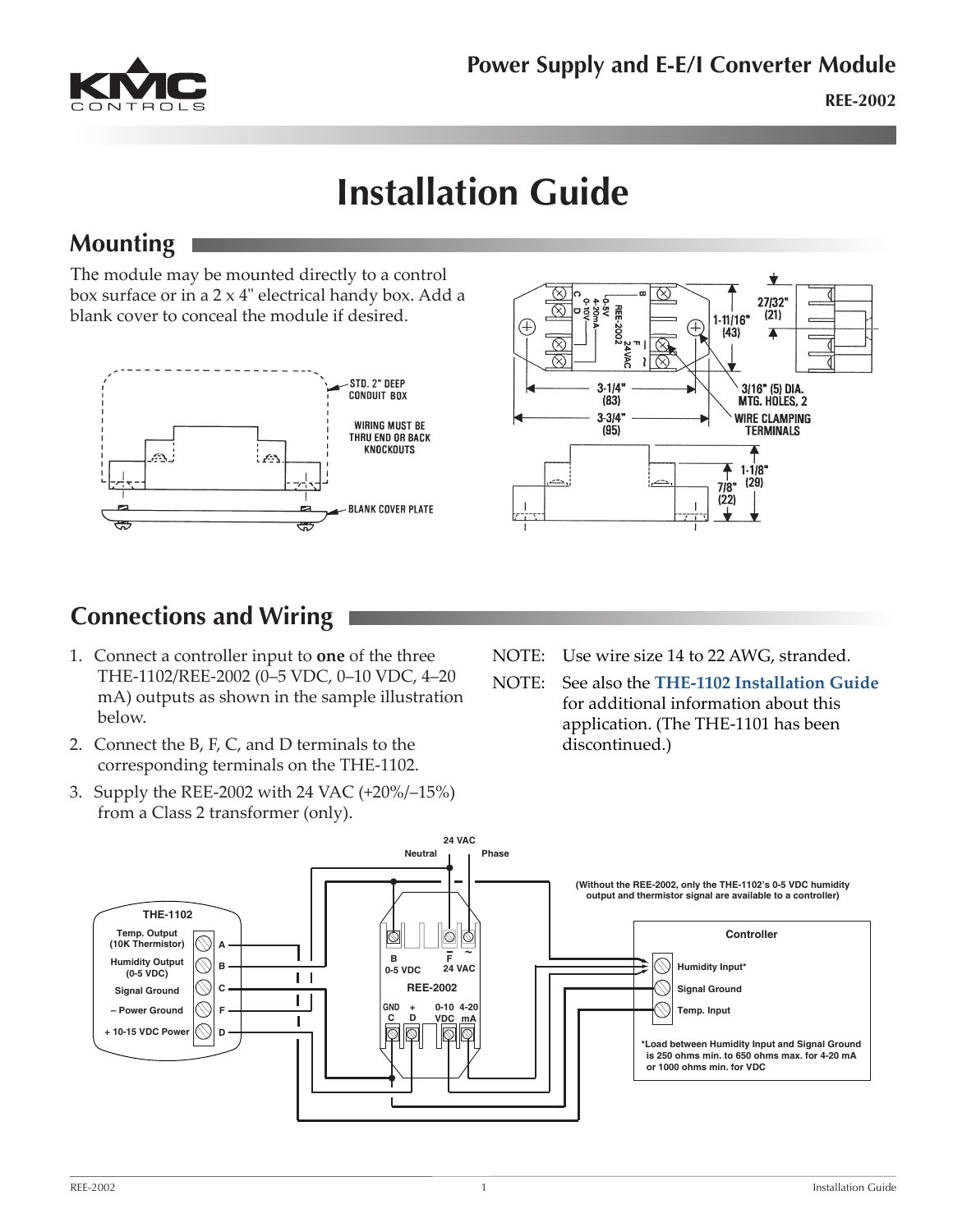**Power Supply and E-E/I Converter Module**

**REE-2002**

# Installation Guide

## Mounting

The module may be mounted directly to a control box surface or in a 2 x 4" electrical handy box. Add a blank cover to conceal the module if desired.

## Connections and Wiring

1. Connect a controller input to **one** of the three THE-1102/REE-2002 (0–5 VDC, 0–10 VDC, 4–20 mA) outputs as shown in the sample illustration below.
2. Connect the B, F, C, and D terminals to the corresponding terminals on the THE-1102.
3. Supply the REE-2002 with 24 VAC (+20%/–15%) from a Class 2 transformer (only).

NOTE: Use wire size 14 to 22 AWG, stranded.

NOTE: See also the **THE-1102 Installation Guide** for additional information about this application. (The THE-1101 has been discontinued.)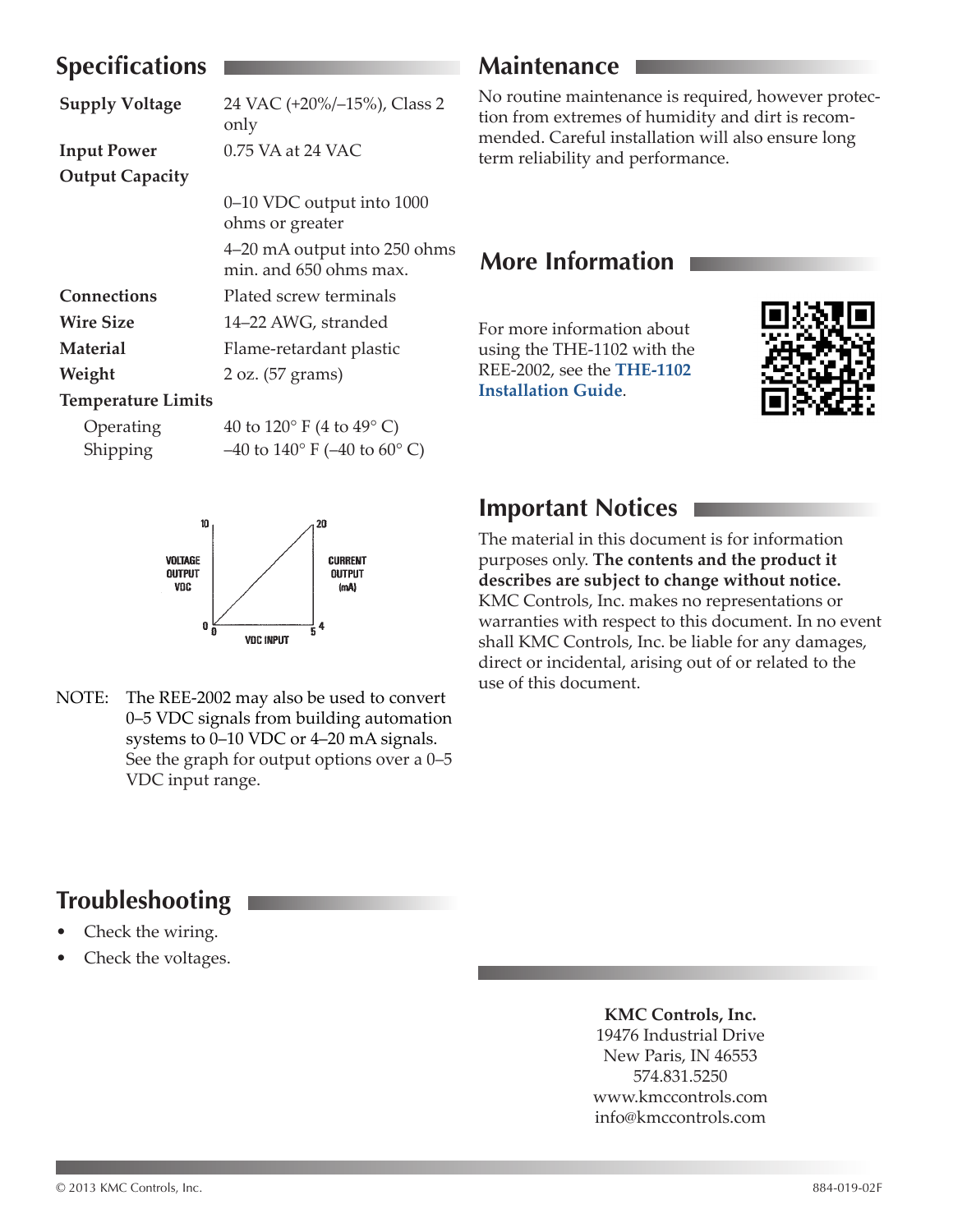## Specifications

| | |
|---|---|
| **Supply Voltage** | 24 VAC (+20%/–15%), Class 2 only |
| **Input Power** | 0.75 VA at 24 VAC |
| **Output Capacity** | |
| | 0–10 VDC output into 1000 ohms or greater |
| | 4–20 mA output into 250 ohms min. and 650 ohms max. |
| **Connections** | Plated screw terminals |
| **Wire Size** | 14–22 AWG, stranded |
| **Material** | Flame-retardant plastic |
| **Weight** | 2 oz. (57 grams) |
| **Temperature Limits** | |
| Operating | 40 to 120° F (4 to 49° C) |
| Shipping | –40 to 140° F (–40 to 60° C) |

10
20
VOLTAGE OUTPUT VDC
CURRENT OUTPUT (mA)
0
0
5
4
VDC INPUT

NOTE: The REE-2002 may also be used to convert 0–5 VDC signals from building automation systems to 0–10 VDC or 4–20 mA signals. See the graph for output options over a 0–5 VDC input range.

## Troubleshooting

- Check the wiring.
- Check the voltages.

## Maintenance

No routine maintenance is required, however protection from extremes of humidity and dirt is recommended. Careful installation will also ensure long term reliability and performance.

## More Information

For more information about using the THE-1102 with the REE-2002, see the **THE-1102 Installation Guide**.

## Important Notices

The material in this document is for information purposes only. **The contents and the product it describes are subject to change without notice.** KMC Controls, Inc. makes no representations or warranties with respect to this document. In no event shall KMC Controls, Inc. be liable for any damages, direct or incidental, arising out of or related to the use of this document.

**KMC Controls, Inc.**
19476 Industrial Drive
New Paris, IN 46553
574.831.5250
www.kmccontrols.com
info@kmccontrols.com

© 2013 KMC Controls, Inc.

884-019-02F